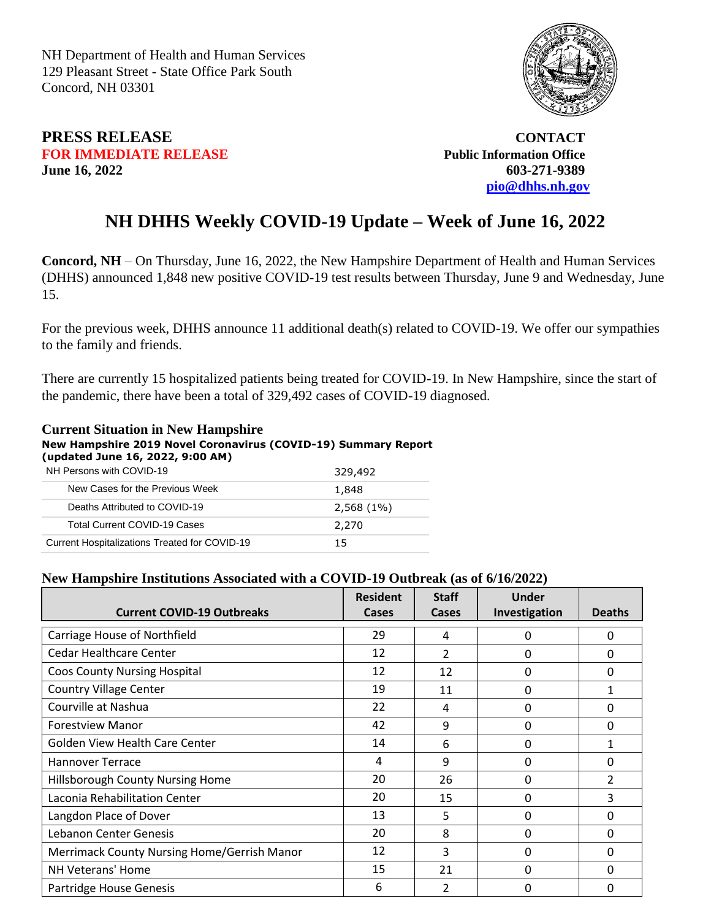NH Department of Health and Human Services
129 Pleasant Street - State Office Park South
Concord, NH 03301

**PRESS RELEASE**
**FOR IMMEDIATE RELEASE**
**June 16, 2022**

**CONTACT**
**Public Information Office**
**603-271-9389**
**pio@dhhs.nh.gov**

# NH DHHS Weekly COVID-19 Update – Week of June 16, 2022

**Concord, NH** – On Thursday, June 16, 2022, the New Hampshire Department of Health and Human Services (DHHS) announced 1,848 new positive COVID-19 test results between Thursday, June 9 and Wednesday, June 15.

For the previous week, DHHS announce 11 additional death(s) related to COVID-19. We offer our sympathies to the family and friends.

There are currently 15 hospitalized patients being treated for COVID-19. In New Hampshire, since the start of the pandemic, there have been a total of 329,492 cases of COVID-19 diagnosed.

## Current Situation in New Hampshire

**New Hampshire 2019 Novel Coronavirus (COVID-19) Summary Report (updated June 16, 2022, 9:00 AM)**

| | |
|---|---|
| NH Persons with COVID-19 | 329,492 |
| New Cases for the Previous Week | 1,848 |
| Deaths Attributed to COVID-19 | 2,568 (1%) |
| Total Current COVID-19 Cases | 2,270 |
| Current Hospitalizations Treated for COVID-19 | 15 |

### New Hampshire Institutions Associated with a COVID-19 Outbreak (as of 6/16/2022)

| Current COVID-19 Outbreaks | Resident Cases | Staff Cases | Under Investigation | Deaths |
|---|---|---|---|---|
| Carriage House of Northfield | 29 | 4 | 0 | 0 |
| Cedar Healthcare Center | 12 | 2 | 0 | 0 |
| Coos County Nursing Hospital | 12 | 12 | 0 | 0 |
| Country Village Center | 19 | 11 | 0 | 1 |
| Courville at Nashua | 22 | 4 | 0 | 0 |
| Forestview Manor | 42 | 9 | 0 | 0 |
| Golden View Health Care Center | 14 | 6 | 0 | 1 |
| Hannover Terrace | 4 | 9 | 0 | 0 |
| Hillsborough County Nursing Home | 20 | 26 | 0 | 2 |
| Laconia Rehabilitation Center | 20 | 15 | 0 | 3 |
| Langdon Place of Dover | 13 | 5 | 0 | 0 |
| Lebanon Center Genesis | 20 | 8 | 0 | 0 |
| Merrimack County Nursing Home/Gerrish Manor | 12 | 3 | 0 | 0 |
| NH Veterans' Home | 15 | 21 | 0 | 0 |
| Partridge House Genesis | 6 | 2 | 0 | 0 |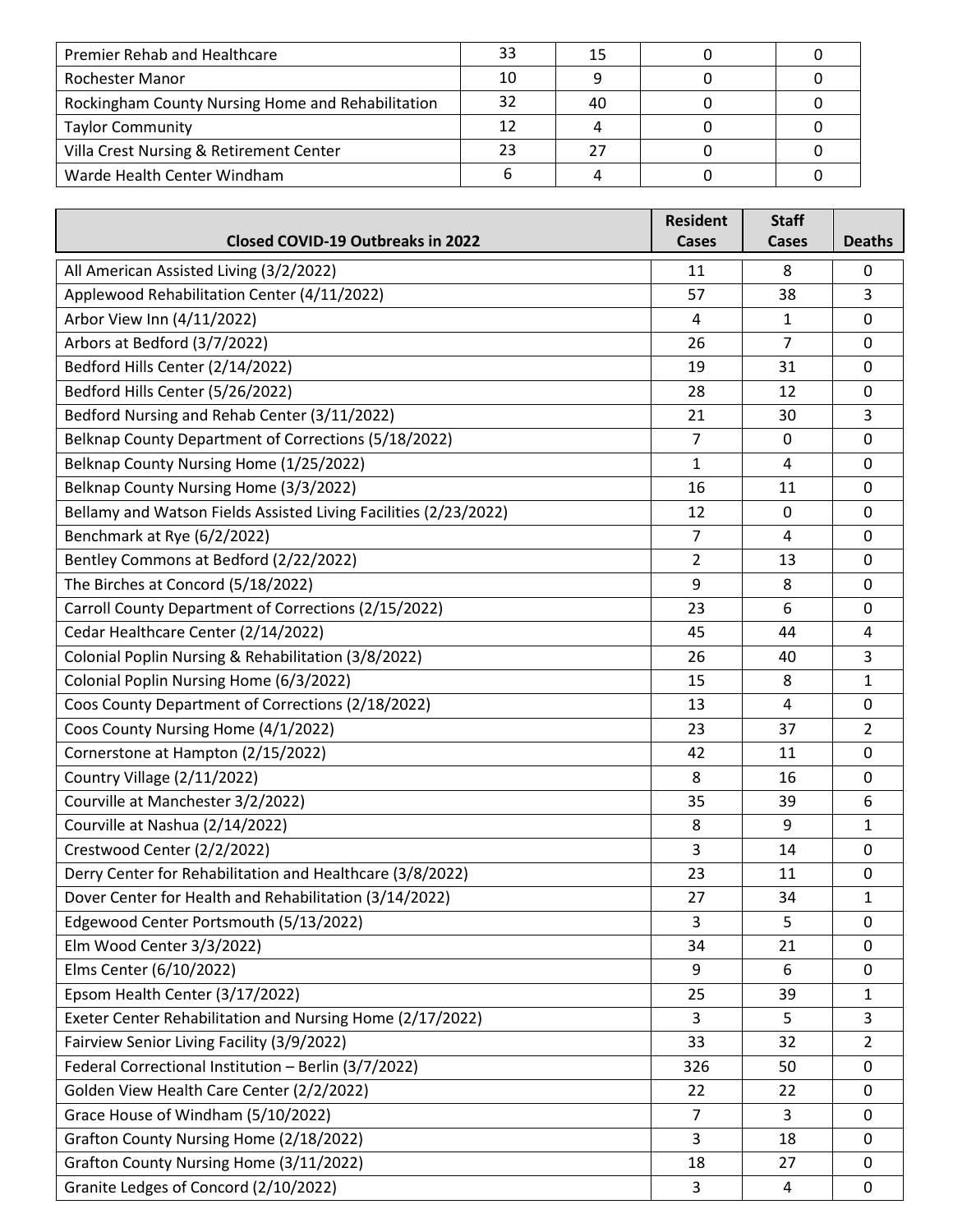| | | | | |
|---|---|---|---|---|
| Premier Rehab and Healthcare | 33 | 15 | 0 | 0 |
| Rochester Manor | 10 | 9 | 0 | 0 |
| Rockingham County Nursing Home and Rehabilitation | 32 | 40 | 0 | 0 |
| Taylor Community | 12 | 4 | 0 | 0 |
| Villa Crest Nursing & Retirement Center | 23 | 27 | 0 | 0 |
| Warde Health Center Windham | 6 | 4 | 0 | 0 |

| Closed COVID-19 Outbreaks in 2022 | Resident Cases | Staff Cases | Deaths |
|---|---|---|---|
| All American Assisted Living (3/2/2022) | 11 | 8 | 0 |
| Applewood Rehabilitation Center (4/11/2022) | 57 | 38 | 3 |
| Arbor View Inn (4/11/2022) | 4 | 1 | 0 |
| Arbors at Bedford (3/7/2022) | 26 | 7 | 0 |
| Bedford Hills Center (2/14/2022) | 19 | 31 | 0 |
| Bedford Hills Center (5/26/2022) | 28 | 12 | 0 |
| Bedford Nursing and Rehab Center (3/11/2022) | 21 | 30 | 3 |
| Belknap County Department of Corrections (5/18/2022) | 7 | 0 | 0 |
| Belknap County Nursing Home (1/25/2022) | 1 | 4 | 0 |
| Belknap County Nursing Home (3/3/2022) | 16 | 11 | 0 |
| Bellamy and Watson Fields Assisted Living Facilities (2/23/2022) | 12 | 0 | 0 |
| Benchmark at Rye (6/2/2022) | 7 | 4 | 0 |
| Bentley Commons at Bedford (2/22/2022) | 2 | 13 | 0 |
| The Birches at Concord (5/18/2022) | 9 | 8 | 0 |
| Carroll County Department of Corrections (2/15/2022) | 23 | 6 | 0 |
| Cedar Healthcare Center (2/14/2022) | 45 | 44 | 4 |
| Colonial Poplin Nursing & Rehabilitation (3/8/2022) | 26 | 40 | 3 |
| Colonial Poplin Nursing Home (6/3/2022) | 15 | 8 | 1 |
| Coos County Department of Corrections (2/18/2022) | 13 | 4 | 0 |
| Coos County Nursing Home (4/1/2022) | 23 | 37 | 2 |
| Cornerstone at Hampton (2/15/2022) | 42 | 11 | 0 |
| Country Village (2/11/2022) | 8 | 16 | 0 |
| Courville at Manchester 3/2/2022) | 35 | 39 | 6 |
| Courville at Nashua (2/14/2022) | 8 | 9 | 1 |
| Crestwood Center (2/2/2022) | 3 | 14 | 0 |
| Derry Center for Rehabilitation and Healthcare (3/8/2022) | 23 | 11 | 0 |
| Dover Center for Health and Rehabilitation (3/14/2022) | 27 | 34 | 1 |
| Edgewood Center Portsmouth (5/13/2022) | 3 | 5 | 0 |
| Elm Wood Center 3/3/2022) | 34 | 21 | 0 |
| Elms Center (6/10/2022) | 9 | 6 | 0 |
| Epsom Health Center (3/17/2022) | 25 | 39 | 1 |
| Exeter Center Rehabilitation and Nursing Home (2/17/2022) | 3 | 5 | 3 |
| Fairview Senior Living Facility (3/9/2022) | 33 | 32 | 2 |
| Federal Correctional Institution – Berlin (3/7/2022) | 326 | 50 | 0 |
| Golden View Health Care Center (2/2/2022) | 22 | 22 | 0 |
| Grace House of Windham (5/10/2022) | 7 | 3 | 0 |
| Grafton County Nursing Home (2/18/2022) | 3 | 18 | 0 |
| Grafton County Nursing Home (3/11/2022) | 18 | 27 | 0 |
| Granite Ledges of Concord (2/10/2022) | 3 | 4 | 0 |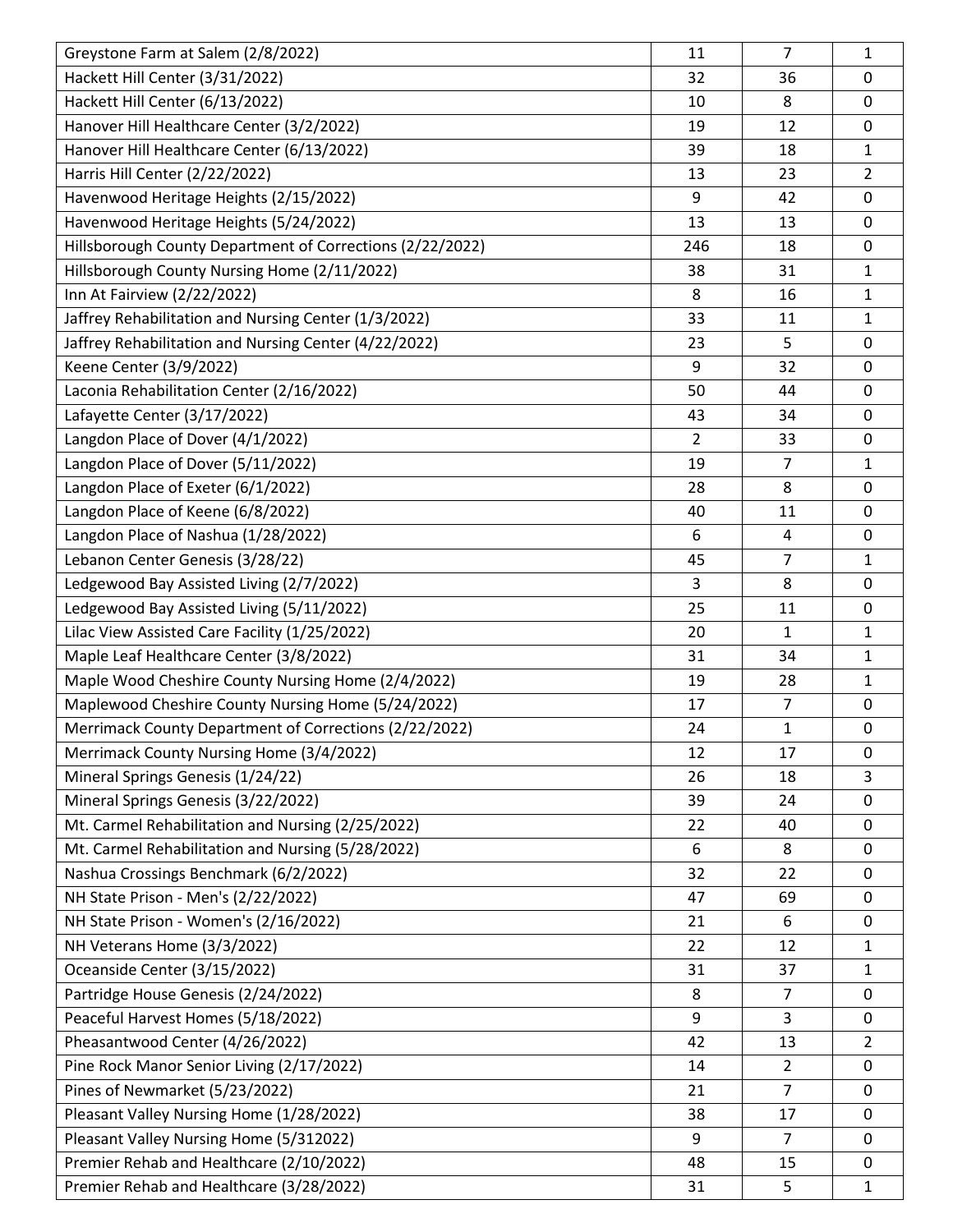| | | | |
|---|---|---|---|
| Greystone Farm at Salem (2/8/2022) | 11 | 7 | 1 |
| Hackett Hill Center (3/31/2022) | 32 | 36 | 0 |
| Hackett Hill Center (6/13/2022) | 10 | 8 | 0 |
| Hanover Hill Healthcare Center (3/2/2022) | 19 | 12 | 0 |
| Hanover Hill Healthcare Center (6/13/2022) | 39 | 18 | 1 |
| Harris Hill Center (2/22/2022) | 13 | 23 | 2 |
| Havenwood Heritage Heights (2/15/2022) | 9 | 42 | 0 |
| Havenwood Heritage Heights (5/24/2022) | 13 | 13 | 0 |
| Hillsborough County Department of Corrections (2/22/2022) | 246 | 18 | 0 |
| Hillsborough County Nursing Home (2/11/2022) | 38 | 31 | 1 |
| Inn At Fairview (2/22/2022) | 8 | 16 | 1 |
| Jaffrey Rehabilitation and Nursing Center (1/3/2022) | 33 | 11 | 1 |
| Jaffrey Rehabilitation and Nursing Center (4/22/2022) | 23 | 5 | 0 |
| Keene Center (3/9/2022) | 9 | 32 | 0 |
| Laconia Rehabilitation Center (2/16/2022) | 50 | 44 | 0 |
| Lafayette Center (3/17/2022) | 43 | 34 | 0 |
| Langdon Place of Dover (4/1/2022) | 2 | 33 | 0 |
| Langdon Place of Dover (5/11/2022) | 19 | 7 | 1 |
| Langdon Place of Exeter (6/1/2022) | 28 | 8 | 0 |
| Langdon Place of Keene (6/8/2022) | 40 | 11 | 0 |
| Langdon Place of Nashua (1/28/2022) | 6 | 4 | 0 |
| Lebanon Center Genesis (3/28/22) | 45 | 7 | 1 |
| Ledgewood Bay Assisted Living (2/7/2022) | 3 | 8 | 0 |
| Ledgewood Bay Assisted Living (5/11/2022) | 25 | 11 | 0 |
| Lilac View Assisted Care Facility (1/25/2022) | 20 | 1 | 1 |
| Maple Leaf Healthcare Center (3/8/2022) | 31 | 34 | 1 |
| Maple Wood Cheshire County Nursing Home (2/4/2022) | 19 | 28 | 1 |
| Maplewood Cheshire County Nursing Home (5/24/2022) | 17 | 7 | 0 |
| Merrimack County Department of Corrections (2/22/2022) | 24 | 1 | 0 |
| Merrimack County Nursing Home (3/4/2022) | 12 | 17 | 0 |
| Mineral Springs Genesis (1/24/22) | 26 | 18 | 3 |
| Mineral Springs Genesis (3/22/2022) | 39 | 24 | 0 |
| Mt. Carmel Rehabilitation and Nursing (2/25/2022) | 22 | 40 | 0 |
| Mt. Carmel Rehabilitation and Nursing (5/28/2022) | 6 | 8 | 0 |
| Nashua Crossings Benchmark (6/2/2022) | 32 | 22 | 0 |
| NH State Prison - Men's (2/22/2022) | 47 | 69 | 0 |
| NH State Prison - Women's (2/16/2022) | 21 | 6 | 0 |
| NH Veterans Home (3/3/2022) | 22 | 12 | 1 |
| Oceanside Center (3/15/2022) | 31 | 37 | 1 |
| Partridge House Genesis (2/24/2022) | 8 | 7 | 0 |
| Peaceful Harvest Homes (5/18/2022) | 9 | 3 | 0 |
| Pheasantwood Center (4/26/2022) | 42 | 13 | 2 |
| Pine Rock Manor Senior Living (2/17/2022) | 14 | 2 | 0 |
| Pines of Newmarket (5/23/2022) | 21 | 7 | 0 |
| Pleasant Valley Nursing Home (1/28/2022) | 38 | 17 | 0 |
| Pleasant Valley Nursing Home (5/312022) | 9 | 7 | 0 |
| Premier Rehab and Healthcare (2/10/2022) | 48 | 15 | 0 |
| Premier Rehab and Healthcare (3/28/2022) | 31 | 5 | 1 |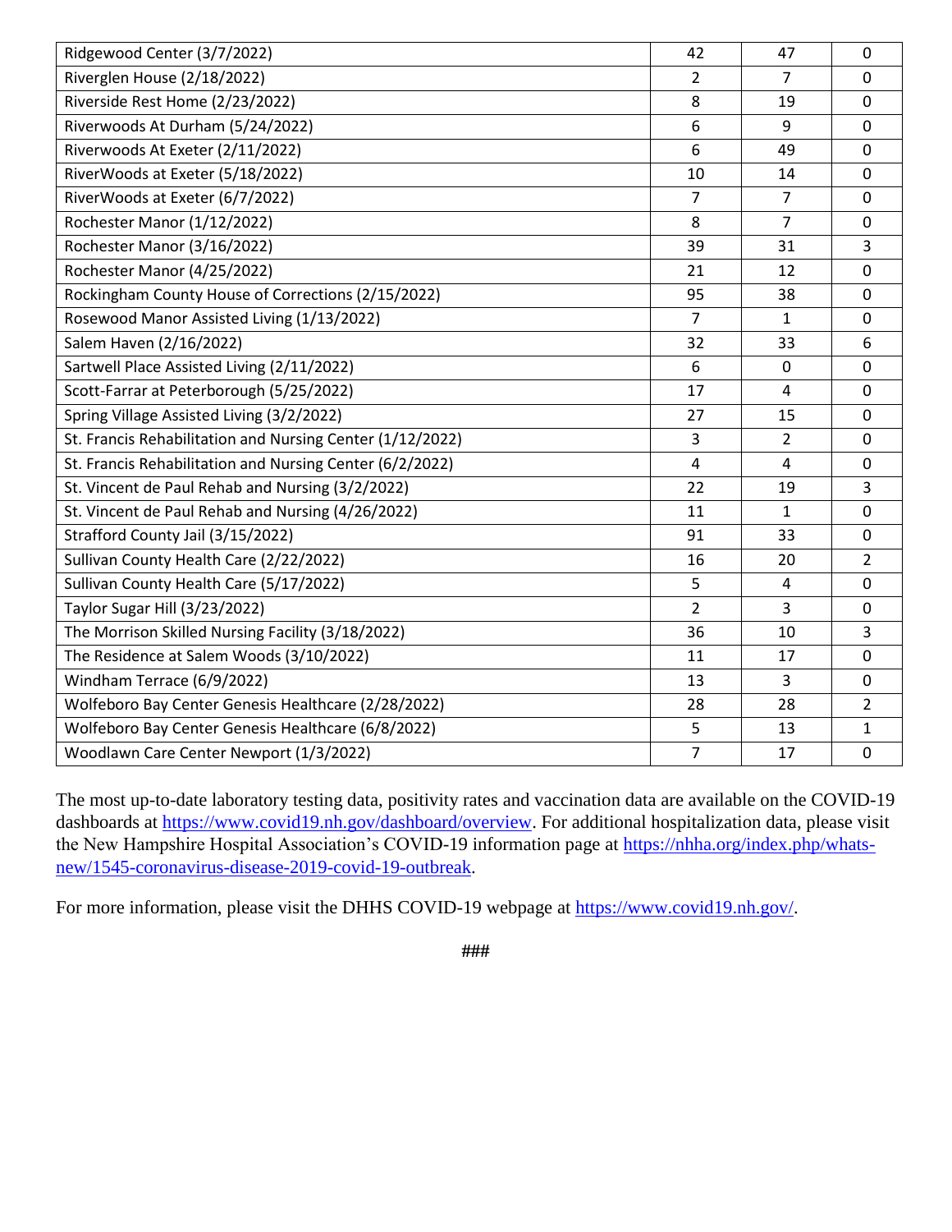| | | | |
|---|---|---|---|
| Ridgewood Center (3/7/2022) | 42 | 47 | 0 |
| Riverglen House (2/18/2022) | 2 | 7 | 0 |
| Riverside Rest Home (2/23/2022) | 8 | 19 | 0 |
| Riverwoods At Durham (5/24/2022) | 6 | 9 | 0 |
| Riverwoods At Exeter (2/11/2022) | 6 | 49 | 0 |
| RiverWoods at Exeter (5/18/2022) | 10 | 14 | 0 |
| RiverWoods at Exeter (6/7/2022) | 7 | 7 | 0 |
| Rochester Manor (1/12/2022) | 8 | 7 | 0 |
| Rochester Manor (3/16/2022) | 39 | 31 | 3 |
| Rochester Manor (4/25/2022) | 21 | 12 | 0 |
| Rockingham County House of Corrections (2/15/2022) | 95 | 38 | 0 |
| Rosewood Manor Assisted Living (1/13/2022) | 7 | 1 | 0 |
| Salem Haven (2/16/2022) | 32 | 33 | 6 |
| Sartwell Place Assisted Living (2/11/2022) | 6 | 0 | 0 |
| Scott-Farrar at Peterborough (5/25/2022) | 17 | 4 | 0 |
| Spring Village Assisted Living (3/2/2022) | 27 | 15 | 0 |
| St. Francis Rehabilitation and Nursing Center (1/12/2022) | 3 | 2 | 0 |
| St. Francis Rehabilitation and Nursing Center (6/2/2022) | 4 | 4 | 0 |
| St. Vincent de Paul Rehab and Nursing (3/2/2022) | 22 | 19 | 3 |
| St. Vincent de Paul Rehab and Nursing (4/26/2022) | 11 | 1 | 0 |
| Strafford County Jail (3/15/2022) | 91 | 33 | 0 |
| Sullivan County Health Care (2/22/2022) | 16 | 20 | 2 |
| Sullivan County Health Care (5/17/2022) | 5 | 4 | 0 |
| Taylor Sugar Hill (3/23/2022) | 2 | 3 | 0 |
| The Morrison Skilled Nursing Facility (3/18/2022) | 36 | 10 | 3 |
| The Residence at Salem Woods (3/10/2022) | 11 | 17 | 0 |
| Windham Terrace (6/9/2022) | 13 | 3 | 0 |
| Wolfeboro Bay Center Genesis Healthcare (2/28/2022) | 28 | 28 | 2 |
| Wolfeboro Bay Center Genesis Healthcare (6/8/2022) | 5 | 13 | 1 |
| Woodlawn Care Center Newport (1/3/2022) | 7 | 17 | 0 |

The most up-to-date laboratory testing data, positivity rates and vaccination data are available on the COVID-19 dashboards at https://www.covid19.nh.gov/dashboard/overview. For additional hospitalization data, please visit the New Hampshire Hospital Association's COVID-19 information page at https://nhha.org/index.php/whats-new/1545-coronavirus-disease-2019-covid-19-outbreak.

For more information, please visit the DHHS COVID-19 webpage at https://www.covid19.nh.gov/.

###